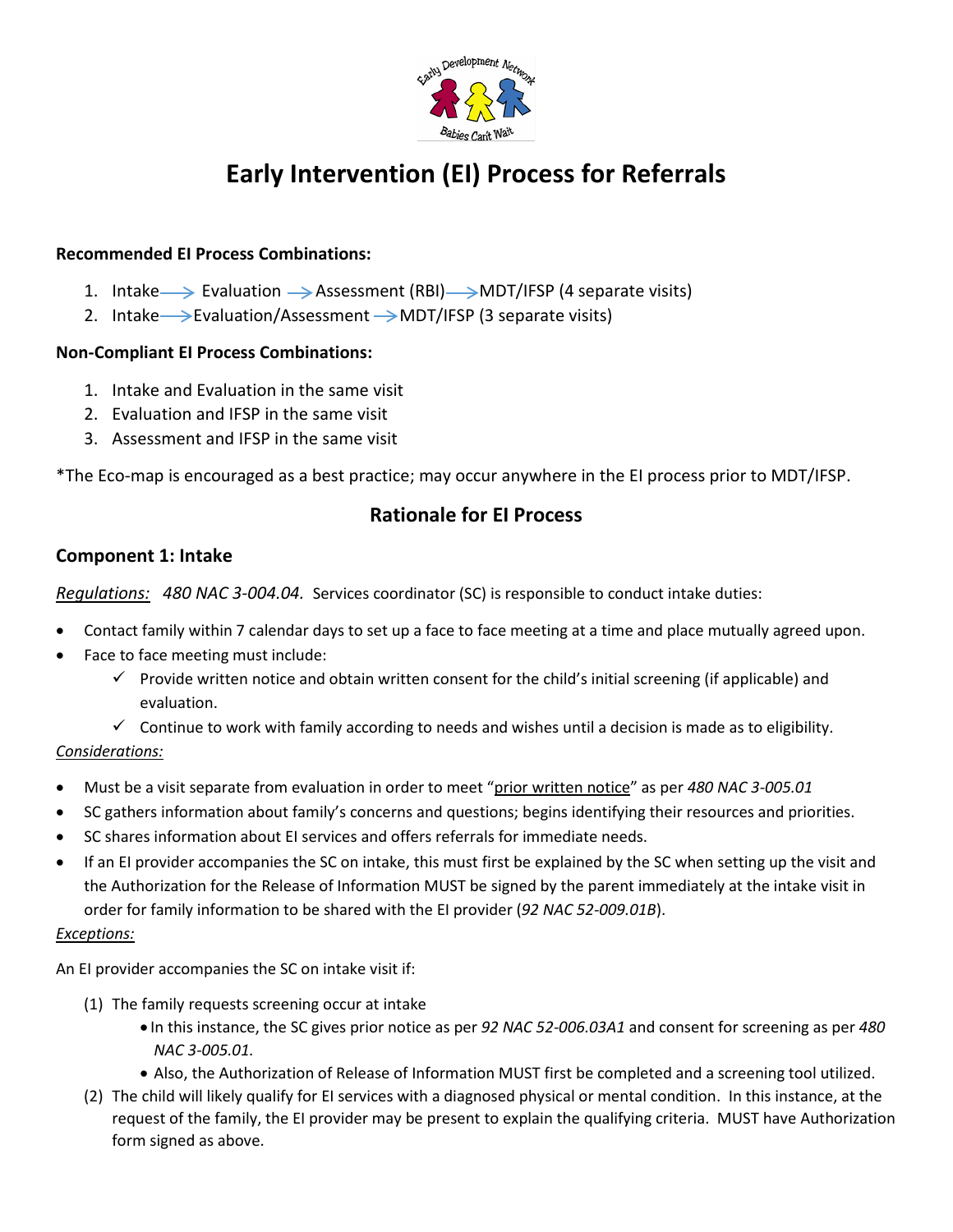# Early Intervention (EI) Process for Referrals

**Recommended EI Process Combinations:**

1. Intake → Evaluation → Assessment (RBI) → MDT/IFSP (4 separate visits)
2. Intake → Evaluation/Assessment → MDT/IFSP (3 separate visits)

**Non-Compliant EI Process Combinations:**

1. Intake and Evaluation in the same visit
2. Evaluation and IFSP in the same visit
3. Assessment and IFSP in the same visit

*The Eco-map is encouraged as a best practice; may occur anywhere in the EI process prior to MDT/IFSP.

## Rationale for EI Process

### Component 1: Intake

*Regulations:* *480 NAC 3-004.04.* Services coordinator (SC) is responsible to conduct intake duties:

- Contact family within 7 calendar days to set up a face to face meeting at a time and place mutually agreed upon.
- Face to face meeting must include:
  - ✓ Provide written notice and obtain written consent for the child's initial screening (if applicable) and evaluation.
  - ✓ Continue to work with family according to needs and wishes until a decision is made as to eligibility.

*Considerations:*

- Must be a visit separate from evaluation in order to meet "prior written notice" as per *480 NAC 3-005.01*
- SC gathers information about family's concerns and questions; begins identifying their resources and priorities.
- SC shares information about EI services and offers referrals for immediate needs.
- If an EI provider accompanies the SC on intake, this must first be explained by the SC when setting up the visit and the Authorization for the Release of Information MUST be signed by the parent immediately at the intake visit in order for family information to be shared with the EI provider (*92 NAC 52-009.01B*).

*Exceptions:*

An EI provider accompanies the SC on intake visit if:

(1) The family requests screening occur at intake
  - In this instance, the SC gives prior notice as per *92 NAC 52-006.03A1* and consent for screening as per *480 NAC 3-005.01.*
  - Also, the Authorization of Release of Information MUST first be completed and a screening tool utilized.

(2) The child will likely qualify for EI services with a diagnosed physical or mental condition. In this instance, at the request of the family, the EI provider may be present to explain the qualifying criteria. MUST have Authorization form signed as above.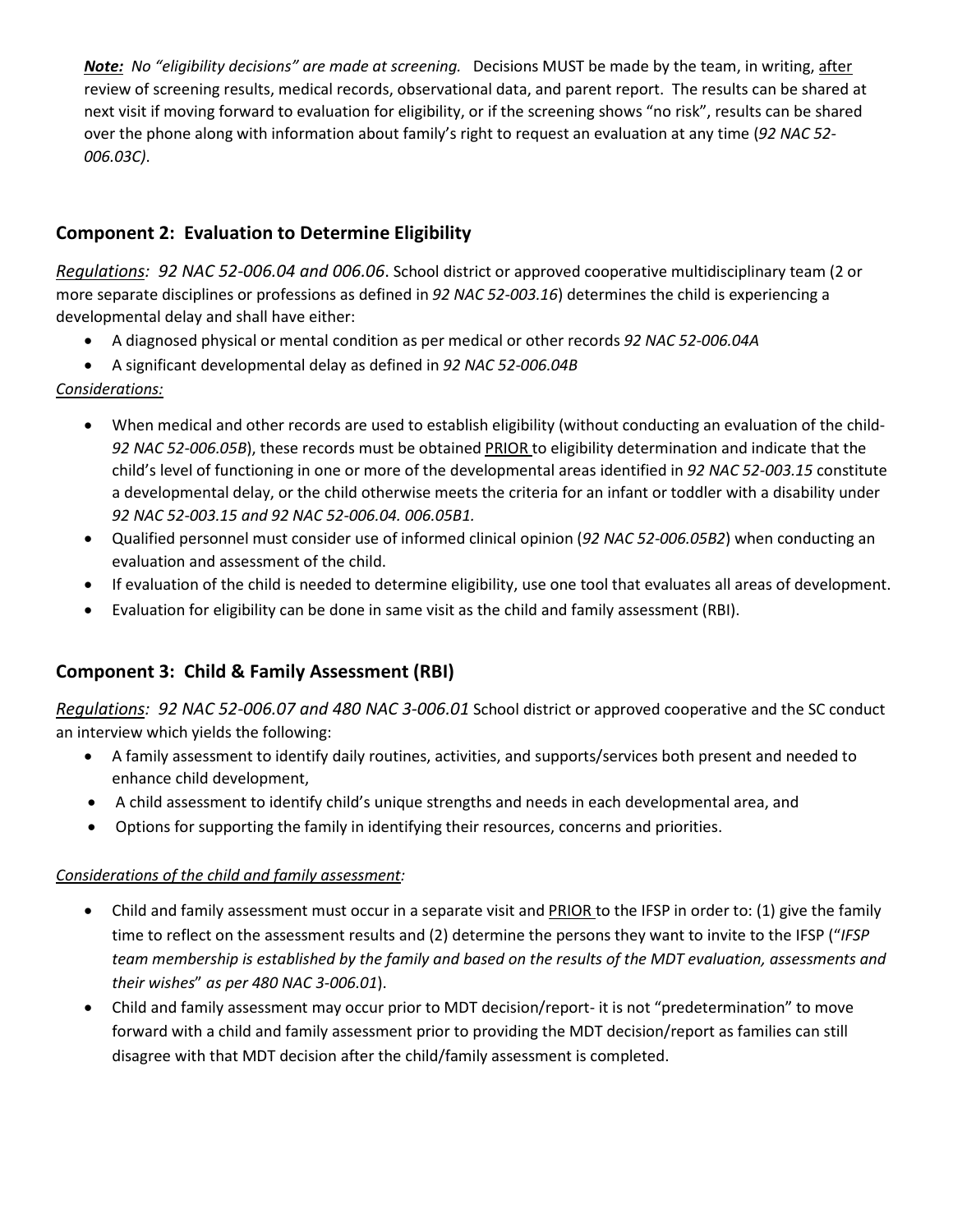***Note:*** *No "eligibility decisions" are made at screening.* Decisions MUST be made by the team, in writing, after review of screening results, medical records, observational data, and parent report. The results can be shared at next visit if moving forward to evaluation for eligibility, or if the screening shows "no risk", results can be shared over the phone along with information about family's right to request an evaluation at any time (*92 NAC 52-006.03C)*.

## Component 2: Evaluation to Determine Eligibility

*Regulations: 92 NAC 52-006.04 and 006.06*. School district or approved cooperative multidisciplinary team (2 or more separate disciplines or professions as defined in *92 NAC 52-003.16*) determines the child is experiencing a developmental delay and shall have either:

- A diagnosed physical or mental condition as per medical or other records *92 NAC 52-006.04A*
- A significant developmental delay as defined in *92 NAC 52-006.04B*

*Considerations:*

- When medical and other records are used to establish eligibility (without conducting an evaluation of the child- *92 NAC 52-006.05B*), these records must be obtained PRIOR to eligibility determination and indicate that the child's level of functioning in one or more of the developmental areas identified in *92 NAC 52-003.15* constitute a developmental delay, or the child otherwise meets the criteria for an infant or toddler with a disability under *92 NAC 52-003.15 and 92 NAC 52-006.04. 006.05B1.*
- Qualified personnel must consider use of informed clinical opinion (*92 NAC 52-006.05B2*) when conducting an evaluation and assessment of the child.
- If evaluation of the child is needed to determine eligibility, use one tool that evaluates all areas of development.
- Evaluation for eligibility can be done in same visit as the child and family assessment (RBI).

## Component 3: Child & Family Assessment (RBI)

*Regulations: 92 NAC 52-006.07 and 480 NAC 3-006.01* School district or approved cooperative and the SC conduct an interview which yields the following:

- A family assessment to identify daily routines, activities, and supports/services both present and needed to enhance child development,
- A child assessment to identify child's unique strengths and needs in each developmental area, and
- Options for supporting the family in identifying their resources, concerns and priorities.

*Considerations of the child and family assessment:*

- Child and family assessment must occur in a separate visit and PRIOR to the IFSP in order to: (1) give the family time to reflect on the assessment results and (2) determine the persons they want to invite to the IFSP ("*IFSP team membership is established by the family and based on the results of the MDT evaluation, assessments and their wishes*" *as per 480 NAC 3-006.01*).
- Child and family assessment may occur prior to MDT decision/report- it is not "predetermination" to move forward with a child and family assessment prior to providing the MDT decision/report as families can still disagree with that MDT decision after the child/family assessment is completed.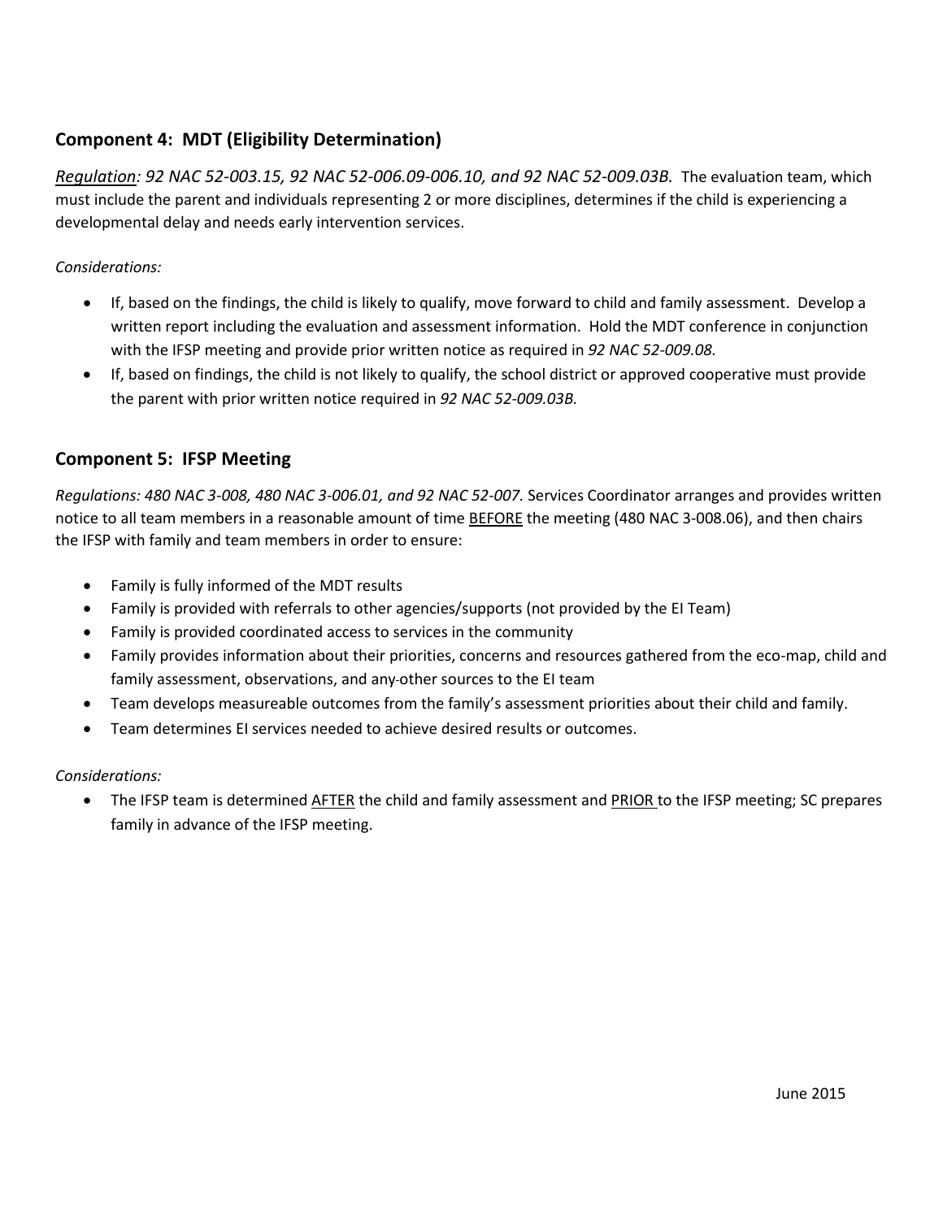## Component 4: MDT (Eligibility Determination)

*Regulation: 92 NAC 52-003.15, 92 NAC 52-006.09-006.10, and 92 NAC 52-009.03B.* The evaluation team, which must include the parent and individuals representing 2 or more disciplines, determines if the child is experiencing a developmental delay and needs early intervention services.

*Considerations:*

- If, based on the findings, the child is likely to qualify, move forward to child and family assessment. Develop a written report including the evaluation and assessment information. Hold the MDT conference in conjunction with the IFSP meeting and provide prior written notice as required in *92 NAC 52-009.08.*
- If, based on findings, the child is not likely to qualify, the school district or approved cooperative must provide the parent with prior written notice required in *92 NAC 52-009.03B.*

## Component 5: IFSP Meeting

*Regulations: 480 NAC 3-008, 480 NAC 3-006.01, and 92 NAC 52-007.* Services Coordinator arranges and provides written notice to all team members in a reasonable amount of time BEFORE the meeting (480 NAC 3-008.06), and then chairs the IFSP with family and team members in order to ensure:

- Family is fully informed of the MDT results
- Family is provided with referrals to other agencies/supports (not provided by the EI Team)
- Family is provided coordinated access to services in the community
- Family provides information about their priorities, concerns and resources gathered from the eco-map, child and family assessment, observations, and any-other sources to the EI team
- Team develops measureable outcomes from the family's assessment priorities about their child and family.
- Team determines EI services needed to achieve desired results or outcomes.

*Considerations:*

- The IFSP team is determined AFTER the child and family assessment and PRIOR to the IFSP meeting; SC prepares family in advance of the IFSP meeting.

June 2015